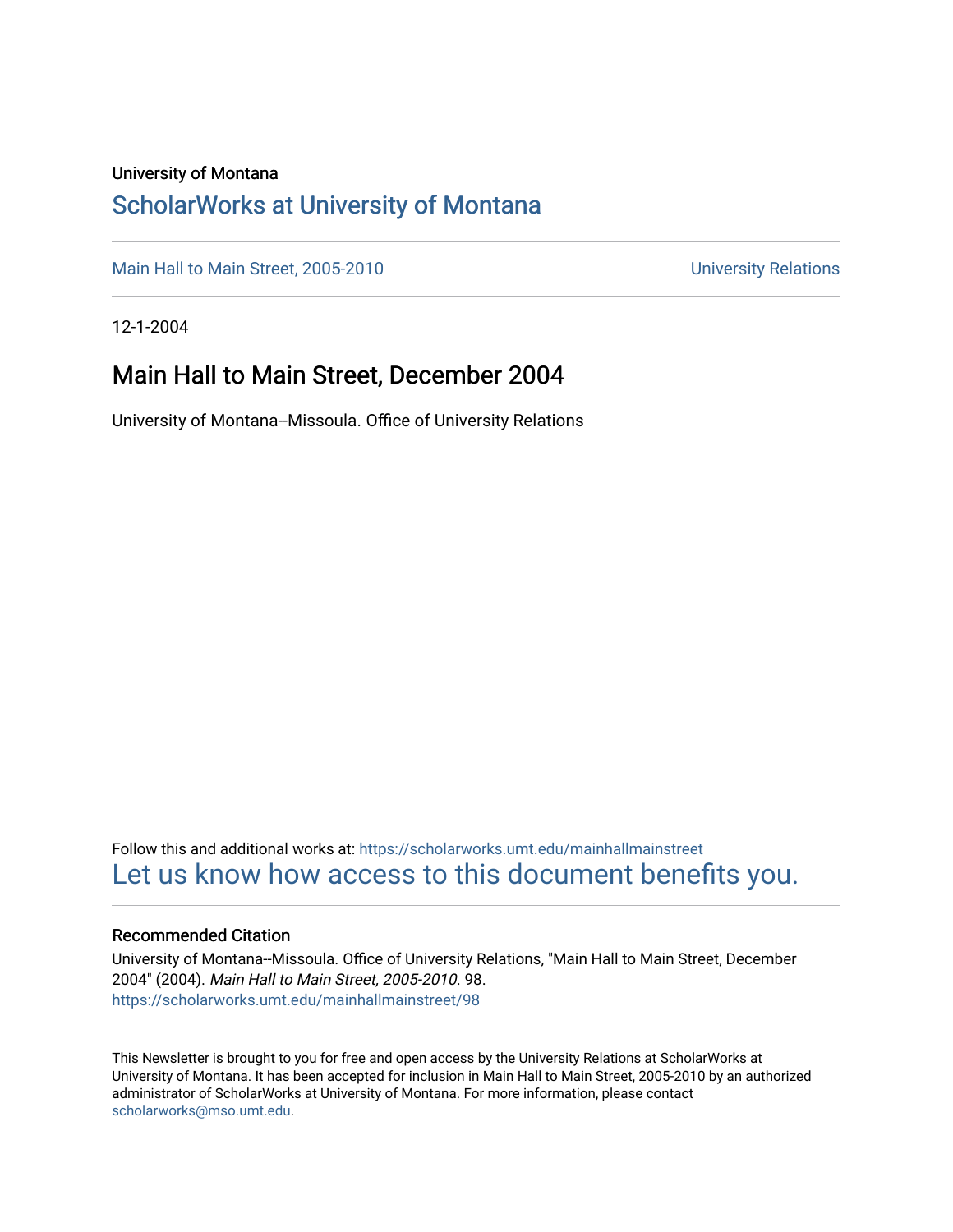University of Montana

## ScholarWorks at University of Montana

Main Hall to Main Street, 2005-2010 | University Relations

12-1-2004

# Main Hall to Main Street, December 2004

University of Montana--Missoula. Office of University Relations

Follow this and additional works at: https://scholarworks.umt.edu/mainhallmainstreet

Let us know how access to this document benefits you.

### Recommended Citation

University of Montana--Missoula. Office of University Relations, "Main Hall to Main Street, December 2004" (2004). *Main Hall to Main Street, 2005-2010*. 98.
https://scholarworks.umt.edu/mainhallmainstreet/98

This Newsletter is brought to you for free and open access by the University Relations at ScholarWorks at University of Montana. It has been accepted for inclusion in Main Hall to Main Street, 2005-2010 by an authorized administrator of ScholarWorks at University of Montana. For more information, please contact scholarworks@mso.umt.edu.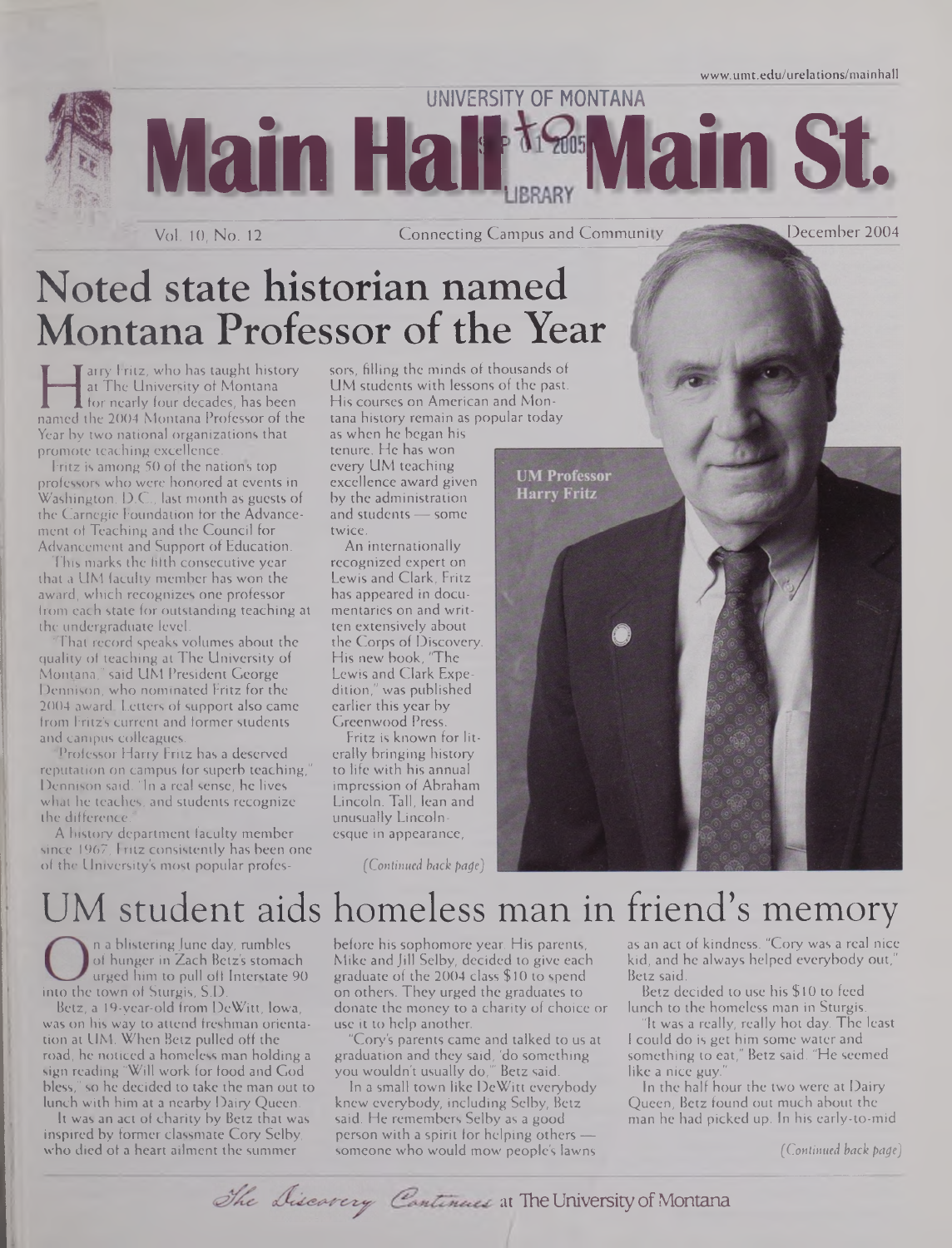www.umt.edu/urelations/mainhall

# UNIVERSITY OF MONTANA Main Hall to Main St.

Vol. 10, No. 12 — Connecting Campus and Community — December 2004

## Noted state historian named Montana Professor of the Year

Harry Fritz, who has taught history at The University of Montana for nearly four decades, has been named the 2004 Montana Professor of the Year by two national organizations that promote teaching excellence.

Fritz is among 50 of the nation's top professors who were honored at events in Washington, D.C., last month as guests of the Carnegie Foundation for the Advancement of Teaching and the Council for Advancement and Support of Education.

This marks the fifth consecutive year that a UM faculty member has won the award, which recognizes one professor from each state for outstanding teaching at the undergraduate level.

"That record speaks volumes about the quality of teaching at The University of Montana," said UM President George Dennison, who nominated Fritz for the 2004 award. Letters of support also came from Fritz's current and former students and campus colleagues.

"Professor Harry Fritz has a deserved reputation on campus for superb teaching," Dennison said. "In a real sense, he lives what he teaches, and students recognize the difference."

A history department faculty member since 1967, Fritz consistently has been one of the University's most popular professors, filling the minds of thousands of UM students with lessons of the past. His courses on American and Montana history remain as popular today as when he began his tenure. He has won every UM teaching excellence award given by the administration and students — some twice.

An internationally recognized expert on Lewis and Clark, Fritz has appeared in documentaries on and written extensively about the Corps of Discovery. His new book, "The Lewis and Clark Expedition," was published earlier this year by Greenwood Press.

Fritz is known for literally bringing history to life with his annual impression of Abraham Lincoln. Tall, lean and unusually Lincolnesque in appearance,

UM Professor Harry Fritz

*(Continued back page)*

## UM student aids homeless man in friend's memory

On a blistering June day, rumbles of hunger in Zach Betz's stomach urged him to pull off Interstate 90 into the town of Sturgis, S.D.

Betz, a 19-year-old from DeWitt, Iowa, was on his way to attend freshman orientation at UM. When Betz pulled off the road, he noticed a homeless man holding a sign reading "Will work for food and God bless," so he decided to take the man out to lunch with him at a nearby Dairy Queen.

It was an act of charity by Betz that was inspired by former classmate Cory Selby, who died of a heart ailment the summer before his sophomore year. His parents, Mike and Jill Selby, decided to give each graduate of the 2004 class $10 to spend on others. They urged the graduates to donate the money to a charity of choice or use it to help another.

"Cory's parents came and talked to us at graduation and they said, 'do something you wouldn't usually do,'" Betz said.

In a small town like DeWitt everybody knew everybody, including Selby, Betz said. He remembers Selby as a good person with a spirit for helping others — someone who would mow people's lawns as an act of kindness. "Cory was a real nice kid, and he always helped everybody out," Betz said.

Betz decided to use his $10 to feed lunch to the homeless man in Sturgis.

"It was a really, really hot day. The least I could do is get him some water and something to eat," Betz said. "He seemed like a nice guy."

In the half hour the two were at Dairy Queen, Betz found out much about the man he had picked up. In his early-to-mid

*(Continued back page)*

*The Discovery Continues* at The University of Montana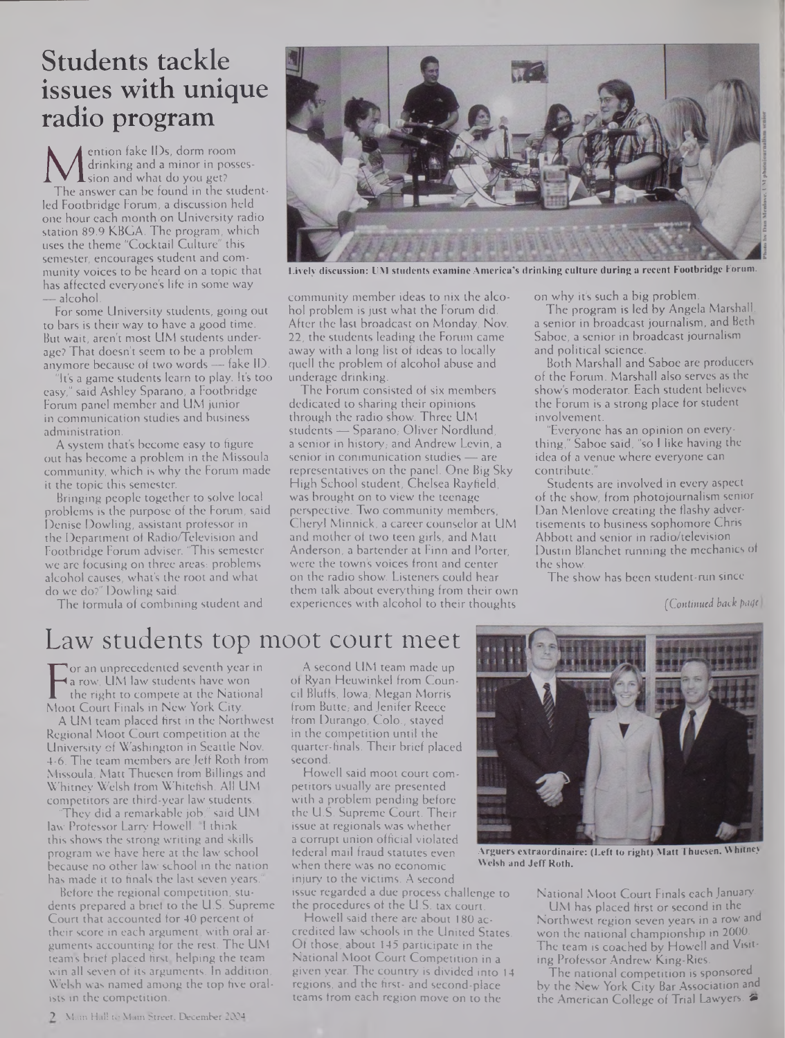# Students tackle issues with unique radio program

Mention fake IDs, dorm room drinking and a minor in possession and what do you get?

The answer can be found in the student-led Footbridge Forum, a discussion held one hour each month on University radio station 89.9 KBGA. The program, which uses the theme "Cocktail Culture" this semester, encourages student and community voices to be heard on a topic that has affected everyone's life in some way — alcohol.

For some University students, going out to bars is their way to have a good time. But wait, aren't most UM students underage? That doesn't seem to be a problem anymore because of two words — fake ID.

"It's a game students learn to play. It's too easy," said Ashley Sparano, a Footbridge Forum panel member and UM junior in communication studies and business administration.

A system that's become easy to figure out has become a problem in the Missoula community, which is why the Forum made it the topic this semester.

Bringing people together to solve local problems is the purpose of the Forum, said Denise Dowling, assistant professor in the Department of Radio/Television and Footbridge Forum adviser. "This semester we are focusing on three areas: problems alcohol causes, what's the root and what do we do?" Dowling said.

The formula of combining student and community member ideas to nix the alcohol problem is just what the Forum did. After the last broadcast on Monday, Nov. 22, the students leading the Forum came away with a long list of ideas to locally quell the problem of alcohol abuse and underage drinking.

The Forum consisted of six members dedicated to sharing their opinions through the radio show. Three UM students — Sparano; Oliver Nordlund, a senior in history; and Andrew Levin, a senior in communication studies — are representatives on the panel. One Big Sky High School student, Chelsea Rayfield, was brought on to view the teenage perspective. Two community members, Cheryl Minnick, a career counselor at UM and mother of two teen girls, and Matt Anderson, a bartender at Finn and Porter, were the town's voices front and center on the radio show. Listeners could hear them talk about everything from their own experiences with alcohol to their thoughts on why it's such a big problem.

The program is led by Angela Marshall, a senior in broadcast journalism, and Beth Saboe, a senior in broadcast journalism and political science.

Both Marshall and Saboe are producers of the Forum. Marshall also serves as the show's moderator. Each student believes the Forum is a strong place for student involvement.

"Everyone has an opinion on everything," Saboe said, "so I like having the idea of a venue where everyone can contribute."

Students are involved in every aspect of the show, from photojournalism senior Dan Menlove creating the flashy advertisements to business sophomore Chris Abbott and senior in radio/television Dustin Blanchet running the mechanics of the show.

The show has been student-run since

*(Continued back page)*

**Lively discussion: UM students examine America's drinking culture during a recent Footbridge Forum.**

# Law students top moot court meet

For an unprecedented seventh year in a row, UM law students have won the right to compete at the National Moot Court Finals in New York City.

A UM team placed first in the Northwest Regional Moot Court competition at the University of Washington in Seattle Nov. 4-6. The team members are Jeff Roth from Missoula, Matt Thuesen from Billings and Whitney Welsh from Whitefish. All UM competitors are third-year law students.

"They did a remarkable job," said UM law Professor Larry Howell. "I think this shows the strong writing and skills program we have here at the law school because no other law school in the nation has made it to finals the last seven years."

Before the regional competition, students prepared a brief to the U.S. Supreme Court that accounted for 40 percent of their score in each argument, with oral arguments accounting for the rest. The UM team's brief placed first, helping the team win all seven of its arguments. In addition, Welsh was named among the top five oralists in the competition.

A second UM team made up of Ryan Heuwinkel from Council Bluffs, Iowa; Megan Morris from Butte; and Jenifer Reece from Durango, Colo., stayed in the competition until the quarter-finals. Their brief placed second.

Howell said moot court competitors usually are presented with a problem pending before the U.S. Supreme Court. Their issue at regionals was whether a corrupt union official violated federal mail fraud statutes even when there was no economic injury to the victims. A second issue regarded a due process challenge to the procedures of the U.S. tax court.

Howell said there are about 180 accredited law schools in the United States. Of those, about 145 participate in the National Moot Court Competition in a given year. The country is divided into 14 regions, and the first- and second-place teams from each region move on to the National Moot Court Finals each January.

UM has placed first or second in the Northwest region seven years in a row and won the national championship in 2000. The team is coached by Howell and Visiting Professor Andrew King-Ries.

The national competition is sponsored by the New York City Bar Association and the American College of Trial Lawyers.

**Arguers extraordinaire: (Left to right) Matt Thuesen, Whitney Welsh and Jeff Roth.**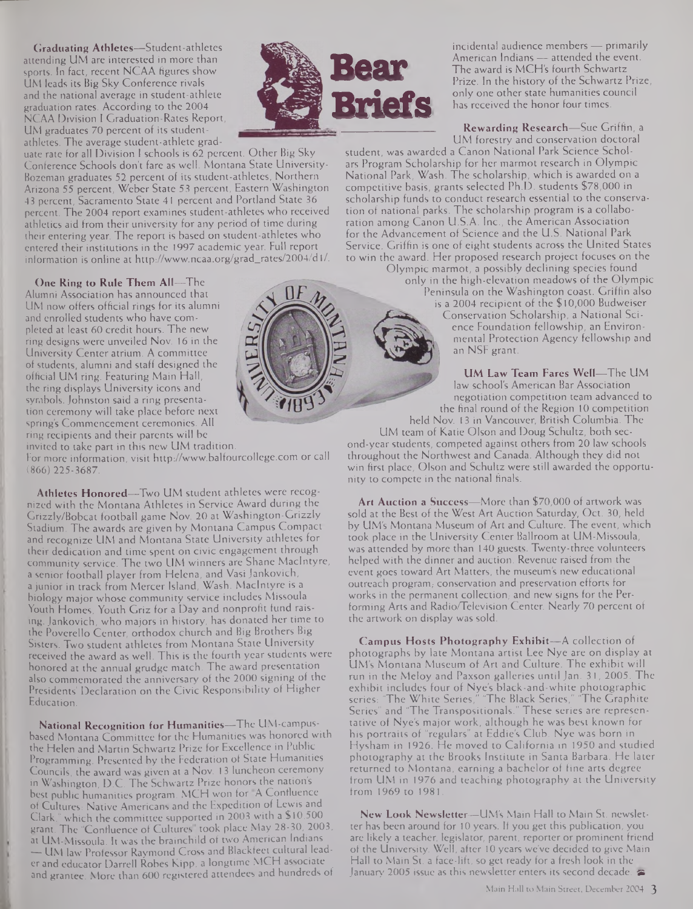# Bear Briefs

**Graduating Athletes**—Student-athletes attending UM are interested in more than sports. In fact, recent NCAA figures show UM leads its Big Sky Conference rivals and the national average in student-athlete graduation rates. According to the 2004 NCAA Division I Graduation-Rates Report, UM graduates 70 percent of its student-athletes. The average student-athlete graduate rate for all Division I schools is 62 percent. Other Big Sky Conference Schools don't fare as well. Montana State University-Bozeman graduates 52 percent of its student-athletes, Northern Arizona 55 percent, Weber State 53 percent, Eastern Washington 43 percent, Sacramento State 41 percent and Portland State 36 percent. The 2004 report examines student-athletes who received athletics aid from their university for any period of time during their entering year. The report is based on student-athletes who entered their institutions in the 1997 academic year. Full report information is online at http://www.ncaa.org/grad_rates/2004/d1/.

**One Ring to Rule Them All**—The Alumni Association has announced that UM now offers official rings for its alumni and enrolled students who have completed at least 60 credit hours. The new ring designs were unveiled Nov. 16 in the University Center atrium. A committee of students, alumni and staff designed the official UM ring. Featuring Main Hall, the ring displays University icons and symbols. Johnston said a ring presentation ceremony will take place before next spring's Commencement ceremonies. All ring recipients and their parents will be invited to take part in this new UM tradition. For more information, visit http://www.balfourcollege.com or call (866) 225-3687.

**Athletes Honored**—Two UM student athletes were recognized with the Montana Athletes in Service Award during the Grizzly/Bobcat football game Nov. 20 at Washington-Grizzly Stadium. The awards are given by Montana Campus Compact and recognize UM and Montana State University athletes for their dedication and time spent on civic engagement through community service. The two UM winners are Shane MacIntyre, a senior football player from Helena, and Vasi Jankovich, a junior in track from Mercer Island, Wash. MacIntyre is a biology major whose community service includes Missoula Youth Homes, Youth Griz for a Day and nonprofit fund raising. Jankovich, who majors in history, has donated her time to the Poverello Center, orthodox church and Big Brothers Big Sisters. Two student athletes from Montana State University received the award as well. This is the fourth year students were honored at the annual grudge match. The award presentation also commemorated the anniversary of the 2000 signing of the Presidents' Declaration on the Civic Responsibility of Higher Education.

**National Recognition for Humanities**—The UM-campus-based Montana Committee for the Humanities was honored with the Helen and Martin Schwartz Prize for Excellence in Public Programming. Presented by the Federation of State Humanities Councils, the award was given at a Nov. 13 luncheon ceremony in Washington, D.C. The Schwartz Prize honors the nation's best public humanities program. MCH won for "A Confluence of Cultures: Native Americans and the Expedition of Lewis and Clark," which the committee supported in 2003 with a $10,500 grant. The "Confluence of Cultures" took place May 28-30, 2003, at UM-Missoula. It was the brainchild of two American Indians — UM law Professor Raymond Cross and Blackfeet cultural leader and educator Darrell Robes Kipp, a longtime MCH associate and grantee. More than 600 registered attendees and hundreds of incidental audience members — primarily American Indians — attended the event. The award is MCH's fourth Schwartz Prize. In the history of the Schwartz Prize, only one other state humanities council has received the honor four times.

**Rewarding Research**—Sue Griffin, a UM forestry and conservation doctoral student, was awarded a Canon National Park Science Scholars Program Scholarship for her marmot research in Olympic National Park, Wash. The scholarship, which is awarded on a competitive basis, grants selected Ph.D. students $78,000 in scholarship funds to conduct research essential to the conservation of national parks. The scholarship program is a collaboration among Canon U.S.A. Inc., the American Association for the Advancement of Science and the U.S. National Park Service. Griffin is one of eight students across the United States to win the award. Her proposed research project focuses on the Olympic marmot, a possibly declining species found only in the high-elevation meadows of the Olympic Peninsula on the Washington coast. Griffin also is a 2004 recipient of the $10,000 Budweiser Conservation Scholarship, a National Science Foundation fellowship, an Environmental Protection Agency fellowship and an NSF grant.

**UM Law Team Fares Well**—The UM law school's American Bar Association negotiation competition team advanced to the final round of the Region 10 competition held Nov. 13 in Vancouver, British Columbia. The UM team of Katie Olson and Doug Schultz, both second-year students, competed against others from 20 law schools throughout the Northwest and Canada. Although they did not win first place, Olson and Schultz were still awarded the opportunity to compete in the national finals.

**Art Auction a Success**—More than $70,000 of artwork was sold at the Best of the West Art Auction Saturday, Oct. 30, held by UM's Montana Museum of Art and Culture. The event, which took place in the University Center Ballroom at UM-Missoula, was attended by more than 140 guests. Twenty-three volunteers helped with the dinner and auction. Revenue raised from the event goes toward Art Matters, the museum's new educational outreach program; conservation and preservation efforts for works in the permanent collection; and new signs for the Performing Arts and Radio/Television Center. Nearly 70 percent of the artwork on display was sold.

**Campus Hosts Photography Exhibit**—A collection of photographs by late Montana artist Lee Nye are on display at UM's Montana Museum of Art and Culture. The exhibit will run in the Meloy and Paxson galleries until Jan. 31, 2005. The exhibit includes four of Nye's black-and-white photographic series: "The White Series," "The Black Series," "The Graphite Series" and "The Transpositionals." These series are representative of Nye's major work, although he was best known for his portraits of "regulars" at Eddie's Club. Nye was born in Hysham in 1926. He moved to California in 1950 and studied photography at the Brooks Institute in Santa Barbara. He later returned to Montana, earning a bachelor of fine arts degree from UM in 1976 and teaching photography at the University from 1969 to 1981.

**New Look Newsletter**—UM's Main Hall to Main St. newsletter has been around for 10 years. If you get this publication, you are likely a teacher, legislator, parent, reporter or prominent friend of the University. Well, after 10 years we've decided to give Main Hall to Main St. a face-lift, so get ready for a fresh look in the January 2005 issue as this newsletter enters its second decade.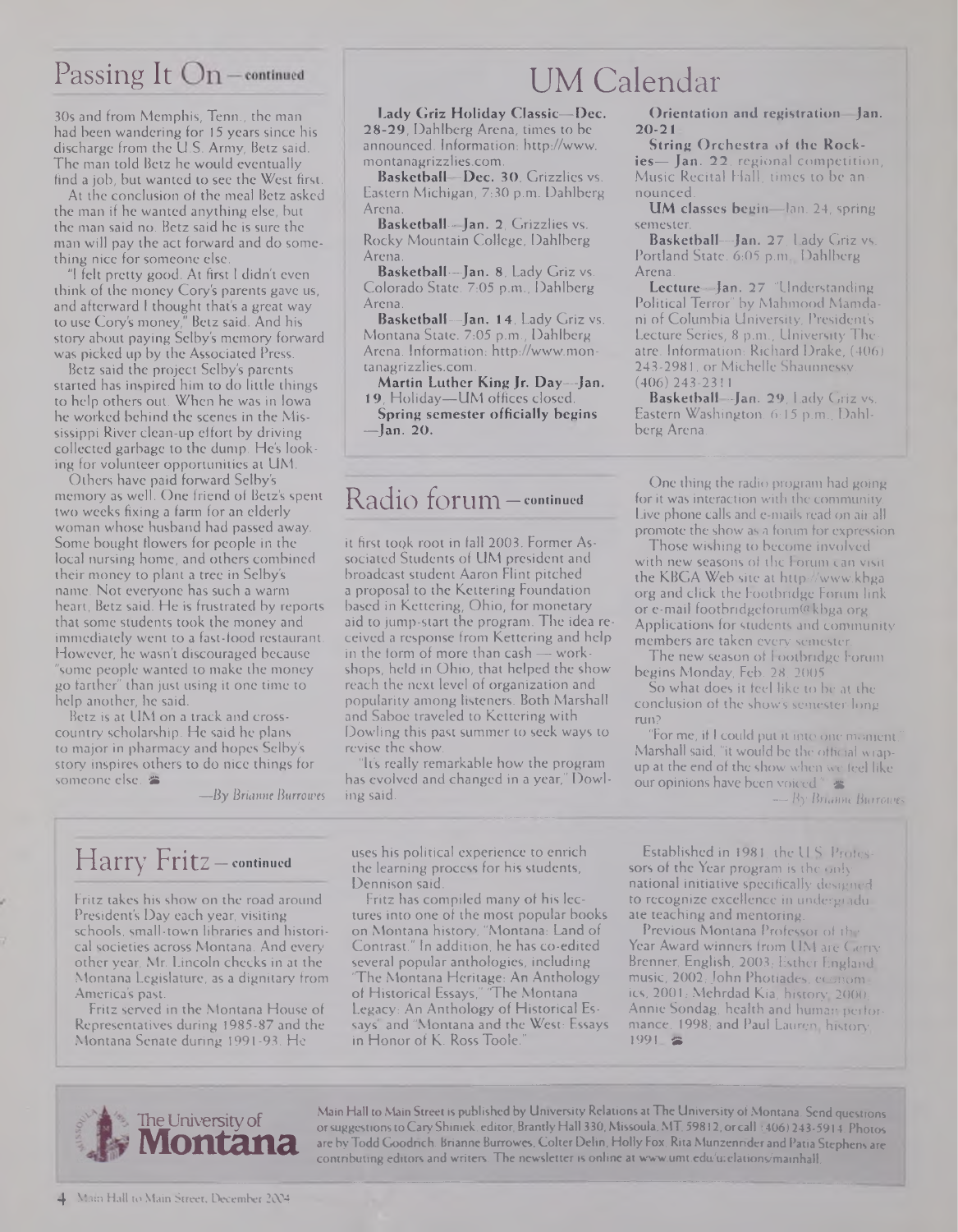## Passing It On — continued

30s and from Memphis, Tenn., the man had been wandering for 15 years since his discharge from the U.S. Army, Betz said. The man told Betz he would eventually find a job, but wanted to see the West first.

At the conclusion of the meal Betz asked the man if he wanted anything else, but the man said no. Betz said he is sure the man will pay the act forward and do something nice for someone else.

"I felt pretty good. At first I didn't even think of the money Cory's parents gave us, and afterward I thought that's a great way to use Cory's money," Betz said. And his story about paying Selby's memory forward was picked up by the Associated Press.

Betz said the project Selby's parents started has inspired him to do little things to help others out. When he was in Iowa he worked behind the scenes in the Mississippi River clean-up effort by driving collected garbage to the dump. He's looking for volunteer opportunities at UM.

Others have paid forward Selby's memory as well. One friend of Betz's spent two weeks fixing a farm for an elderly woman whose husband had passed away. Some bought flowers for people in the local nursing home, and others combined their money to plant a tree in Selby's name. Not everyone has such a warm heart, Betz said. He is frustrated by reports that some students took the money and immediately went to a fast-food restaurant. However, he wasn't discouraged because "some people wanted to make the money go farther" than just using it one time to help another, he said.

Betz is at UM on a track and cross-country scholarship. He said he plans to major in pharmacy and hopes Selby's story inspires others to do nice things for someone else.

*—By Brianne Burrowes*

## UM Calendar

**Lady Griz Holiday Classic—Dec. 28-29**, Dahlberg Arena, times to be announced. Information: http://www.montanagrizzlies.com.

**Basketball—Dec. 30**, Grizzlies vs. Eastern Michigan, 7:30 p.m. Dahlberg Arena.

**Basketball—Jan. 2**, Grizzlies vs. Rocky Mountain College, Dahlberg Arena.

**Basketball—Jan. 8**, Lady Griz vs. Colorado State, 7:05 p.m., Dahlberg Arena.

**Basketball—Jan. 14**, Lady Griz vs. Montana State, 7:05 p.m., Dahlberg Arena. Information: http://www.montanagrizzlies.com.

**Martin Luther King Jr. Day—Jan. 19**, Holiday—UM offices closed.

**Spring semester officially begins—Jan. 20.**

**Orientation and registration—Jan. 20-21.**

**String Orchestra of the Rockies—Jan. 22**, regional competition, Music Recital Hall, times to be announced.

**UM classes begin**—Jan. 24, spring semester.

**Basketball—Jan. 27**, Lady Griz vs. Portland State, 6:05 p.m., Dahlberg Arena.

**Lecture—Jan. 27**, "Understanding Political Terror" by Mahmood Mamdani of Columbia University, President's Lecture Series, 8 p.m., University Theatre. Information: Richard Drake, (406) 243-2981, or Michelle Shaunnessy (406) 243-2311.

**Basketball—Jan. 29**, Lady Griz vs. Eastern Washington, 6:15 p.m., Dahlberg Arena.

## Radio forum — continued

it first took root in fall 2003. Former Associated Students of UM president and broadcast student Aaron Flint pitched a proposal to the Kettering Foundation based in Kettering, Ohio, for monetary aid to jump-start the program. The idea received a response from Kettering and help in the form of more than cash — workshops, held in Ohio, that helped the show reach the next level of organization and popularity among listeners. Both Marshall and Saboe traveled to Kettering with Dowling this past summer to seek ways to revise the show.

"It's really remarkable how the program has evolved and changed in a year," Dowling said.

One thing the radio program had going for it was interaction with the community. Live phone calls and e-mails read on air all promote the show as a forum for expression.

Those wishing to become involved with new seasons of the Forum can visit the KBGA Web site at http://www.kbga.org and click the Footbridge Forum link or e-mail footbridgeforum@kbga.org. Applications for students and community members are taken every semester.

The new season of Footbridge Forum begins Monday, Feb. 28, 2005.

So what does it feel like to be at the conclusion of the show's semester-long run?

"For me, if I could put it into one moment," Marshall said, "it would be the official wrap-up at the end of the show when we feel like our opinions have been voiced."

*—By Brianne Burrowes*

## Harry Fritz — continued

Fritz takes his show on the road around President's Day each year, visiting schools, small-town libraries and historical societies across Montana. And every other year, Mr. Lincoln checks in at the Montana Legislature, as a dignitary from America's past.

Fritz served in the Montana House of Representatives during 1985-87 and the Montana Senate during 1991-93. He uses his political experience to enrich the learning process for his students, Dennison said.

Fritz has compiled many of his lectures into one of the most popular books on Montana history, "Montana: Land of Contrast." In addition, he has co-edited several popular anthologies, including "The Montana Heritage: An Anthology of Historical Essays," "The Montana Legacy: An Anthology of Historical Essays" and "Montana and the West: Essays in Honor of K. Ross Toole."

Established in 1981, the U.S. Professors of the Year program is the only national initiative specifically designed to recognize excellence in undergraduate teaching and mentoring.

Previous Montana Professor of the Year Award winners from UM are Gerry Brenner, English, 2003; Esther England, music, 2002; John Photiades, economics, 2001; Mehrdad Kia, history, 2000; Annie Sondag, health and human performance, 1998; and Paul Lauren, history, 1991.

The University of Montana

Main Hall to Main Street is published by University Relations at The University of Montana. Send questions or suggestions to Cary Shimek, editor, Brantly Hall 330, Missoula, MT 59812, or call (406) 243-5914. Photos are by Todd Goodrich. Brianne Burrowes, Colter Delin, Holly Fox, Rita Munzenrider and Patia Stephens are contributing editors and writers. The newsletter is online at www.umt.edu/urelations/mainhall.